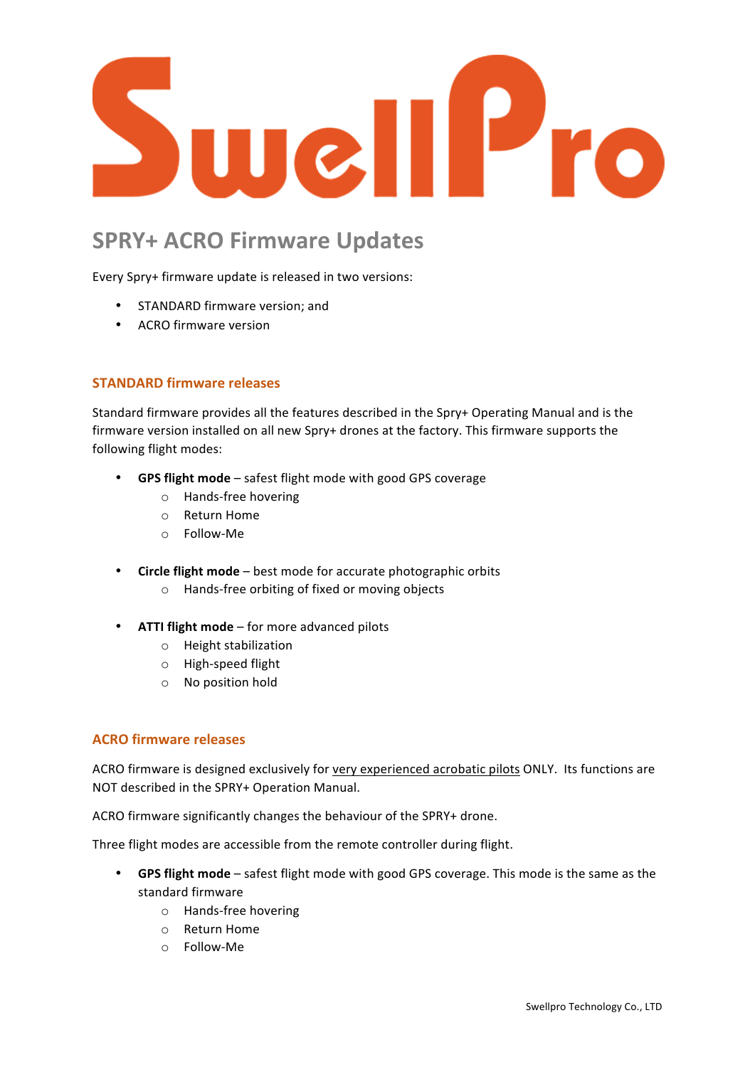# SwellPro

## SPRY+ ACRO Firmware Updates

Every Spry+ firmware update is released in two versions:

- STANDARD firmware version; and
- ACRO firmware version

### STANDARD firmware releases

Standard firmware provides all the features described in the Spry+ Operating Manual and is the firmware version installed on all new Spry+ drones at the factory. This firmware supports the following flight modes:

- **GPS flight mode** – safest flight mode with good GPS coverage
  - Hands-free hovering
  - Return Home
  - Follow-Me

- **Circle flight mode** – best mode for accurate photographic orbits
  - Hands-free orbiting of fixed or moving objects

- **ATTI flight mode** – for more advanced pilots
  - Height stabilization
  - High-speed flight
  - No position hold

### ACRO firmware releases

ACRO firmware is designed exclusively for <u>very experienced acrobatic pilots</u> ONLY. Its functions are NOT described in the SPRY+ Operation Manual.

ACRO firmware significantly changes the behaviour of the SPRY+ drone.

Three flight modes are accessible from the remote controller during flight.

- **GPS flight mode** – safest flight mode with good GPS coverage. This mode is the same as the standard firmware
  - Hands-free hovering
  - Return Home
  - Follow-Me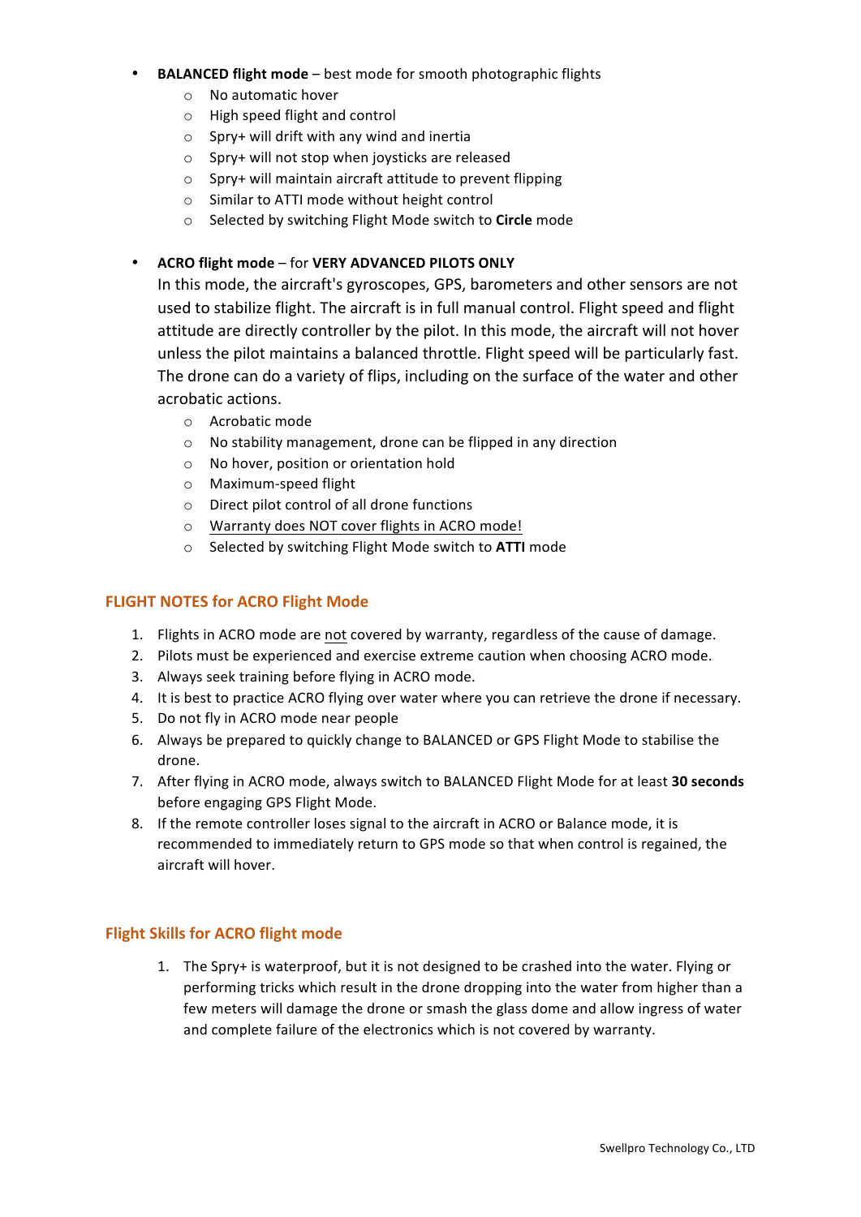- **BALANCED flight mode** – best mode for smooth photographic flights
    - No automatic hover
    - High speed flight and control
    - Spry+ will drift with any wind and inertia
    - Spry+ will not stop when joysticks are released
    - Spry+ will maintain aircraft attitude to prevent flipping
    - Similar to ATTI mode without height control
    - Selected by switching Flight Mode switch to **Circle** mode

- **ACRO flight mode** – for **VERY ADVANCED PILOTS ONLY**

  In this mode, the aircraft's gyroscopes, GPS, barometers and other sensors are not used to stabilize flight. The aircraft is in full manual control. Flight speed and flight attitude are directly controller by the pilot. In this mode, the aircraft will not hover unless the pilot maintains a balanced throttle. Flight speed will be particularly fast. The drone can do a variety of flips, including on the surface of the water and other acrobatic actions.
    - Acrobatic mode
    - No stability management, drone can be flipped in any direction
    - No hover, position or orientation hold
    - Maximum-speed flight
    - Direct pilot control of all drone functions
    - <u>Warranty does NOT cover flights in ACRO mode!</u>
    - Selected by switching Flight Mode switch to **ATTI** mode

## FLIGHT NOTES for ACRO Flight Mode

1. Flights in ACRO mode are <u>not</u> covered by warranty, regardless of the cause of damage.
2. Pilots must be experienced and exercise extreme caution when choosing ACRO mode.
3. Always seek training before flying in ACRO mode.
4. It is best to practice ACRO flying over water where you can retrieve the drone if necessary.
5. Do not fly in ACRO mode near people
6. Always be prepared to quickly change to BALANCED or GPS Flight Mode to stabilise the drone.
7. After flying in ACRO mode, always switch to BALANCED Flight Mode for at least **30 seconds** before engaging GPS Flight Mode.
8. If the remote controller loses signal to the aircraft in ACRO or Balance mode, it is recommended to immediately return to GPS mode so that when control is regained, the aircraft will hover.

## Flight Skills for ACRO flight mode

1. The Spry+ is waterproof, but it is not designed to be crashed into the water. Flying or performing tricks which result in the drone dropping into the water from higher than a few meters will damage the drone or smash the glass dome and allow ingress of water and complete failure of the electronics which is not covered by warranty.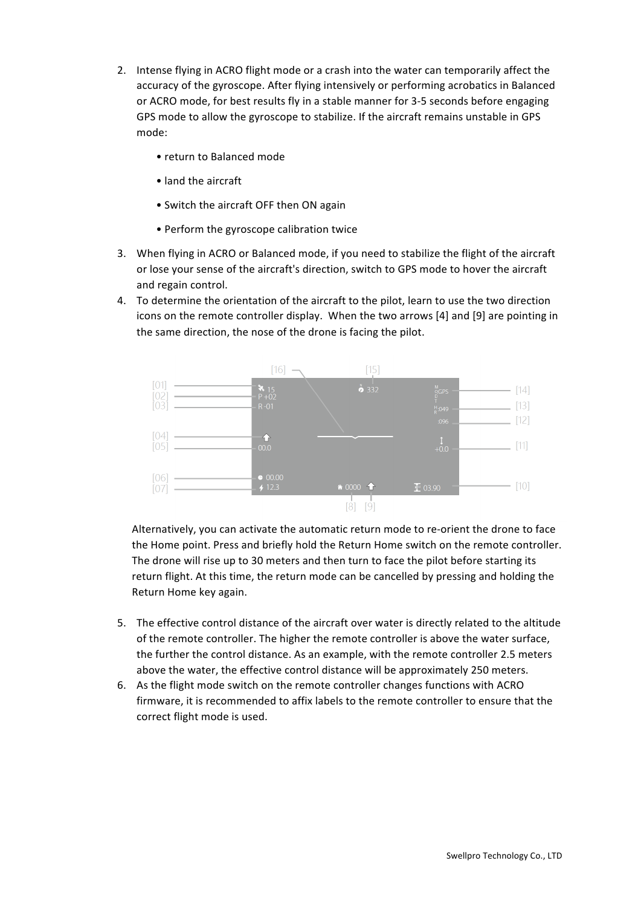2. Intense flying in ACRO flight mode or a crash into the water can temporarily affect the accuracy of the gyroscope. After flying intensively or performing acrobatics in Balanced or ACRO mode, for best results fly in a stable manner for 3-5 seconds before engaging GPS mode to allow the gyroscope to stabilize. If the aircraft remains unstable in GPS mode:

    - return to Balanced mode
    - land the aircraft
    - Switch the aircraft OFF then ON again
    - Perform the gyroscope calibration twice

3. When flying in ACRO or Balanced mode, if you need to stabilize the flight of the aircraft or lose your sense of the aircraft's direction, switch to GPS mode to hover the aircraft and regain control.
4. To determine the orientation of the aircraft to the pilot, learn to use the two direction icons on the remote controller display. When the two arrows [4] and [9] are pointing in the same direction, the nose of the drone is facing the pilot.

[01] 15
[02] P +02
[03] R -01
[04]
[05] 00.0
[06] 00.00
[07] 12.3
[8] 0000
[9]
[10] 03.90
[11] +0.0
[12] :096
[13] :049
[14] GPS
[15] 332
[16]

Alternatively, you can activate the automatic return mode to re-orient the drone to face the Home point. Press and briefly hold the Return Home switch on the remote controller. The drone will rise up to 30 meters and then turn to face the pilot before starting its return flight. At this time, the return mode can be cancelled by pressing and holding the Return Home key again.

5. The effective control distance of the aircraft over water is directly related to the altitude of the remote controller. The higher the remote controller is above the water surface, the further the control distance. As an example, with the remote controller 2.5 meters above the water, the effective control distance will be approximately 250 meters.
6. As the flight mode switch on the remote controller changes functions with ACRO firmware, it is recommended to affix labels to the remote controller to ensure that the correct flight mode is used.